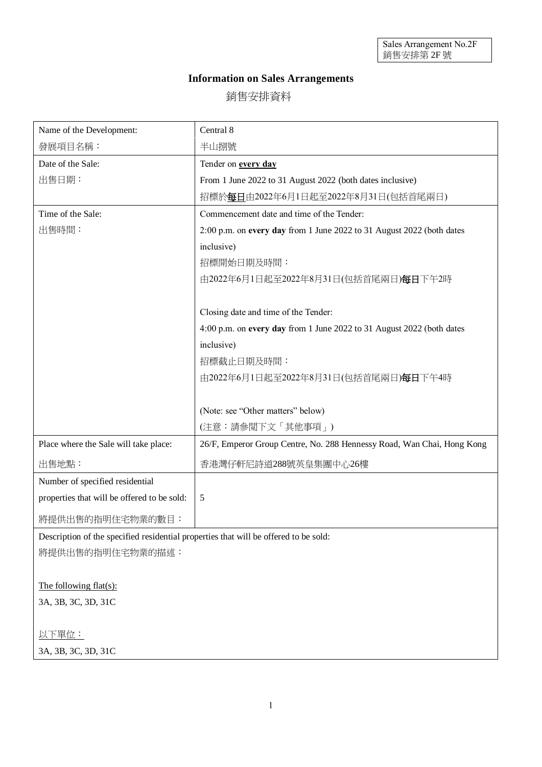Sales Arrangement No.2F
銷售安排第 2F 號

# Information on Sales Arrangements

# 銷售安排資料

| | |
|---|---|
| Name of the Development:<br>發展項目名稱： | Central 8<br>半山捌號 |
| Date of the Sale:<br>出售日期： | Tender on **every day**<br>From 1 June 2022 to 31 August 2022 (both dates inclusive)<br>招標於**每日**由2022年6月1日起至2022年8月31日(包括首尾兩日) |
| Time of the Sale:<br>出售時間： | Commencement date and time of the Tender:<br>2:00 p.m. on **every day** from 1 June 2022 to 31 August 2022 (both dates inclusive)<br>招標開始日期及時間：<br>由2022年6月1日起至2022年8月31日(包括首尾兩日)**每日**下午2時<br><br>Closing date and time of the Tender:<br>4:00 p.m. on **every day** from 1 June 2022 to 31 August 2022 (both dates inclusive)<br>招標截止日期及時間：<br>由2022年6月1日起至2022年8月31日(包括首尾兩日)**每日**下午4時<br><br>(Note: see "Other matters" below)<br>(注意：請參閱下文「其他事項」) |
| Place where the Sale will take place:<br>出售地點： | 26/F, Emperor Group Centre, No. 288 Hennessy Road, Wan Chai, Hong Kong<br>香港灣仔軒尼詩道288號英皇集團中心26樓 |
| Number of specified residential properties that will be offered to be sold:<br>將提供出售的指明住宅物業的數目： | 5 |

Description of the specified residential properties that will be offered to be sold:
將提供出售的指明住宅物業的描述：

The following flat(s):
3A, 3B, 3C, 3D, 31C

以下單位：
3A, 3B, 3C, 3D, 31C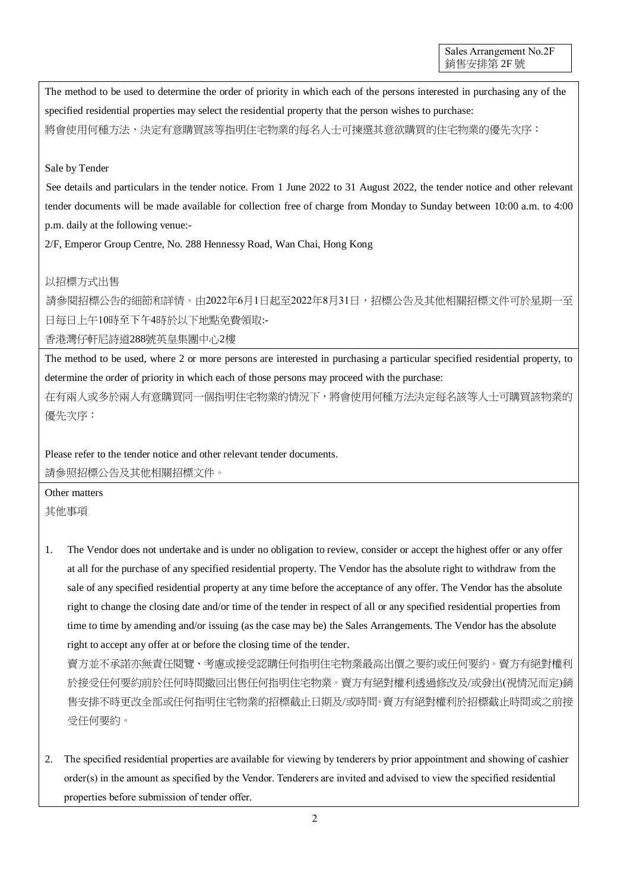Sales Arrangement No.2F
銷售安排第 2F 號

The method to be used to determine the order of priority in which each of the persons interested in purchasing any of the specified residential properties may select the residential property that the person wishes to purchase:
將會使用何種方法，決定有意購買該等指明住宅物業的每名人士可揀選其意欲購買的住宅物業的優先次序：

Sale by Tender

See details and particulars in the tender notice. From 1 June 2022 to 31 August 2022, the tender notice and other relevant tender documents will be made available for collection free of charge from Monday to Sunday between 10:00 a.m. to 4:00 p.m. daily at the following venue:-
2/F, Emperor Group Centre, No. 288 Hennessy Road, Wan Chai, Hong Kong

以招標方式出售

請參閱招標公告的細節和詳情。由2022年6月1日起至2022年8月31日，招標公告及其他相關招標文件可於星期一至日每日上午10時至下午4時於以下地點免費領取:-
香港灣仔軒尼詩道288號英皇集團中心2樓

The method to be used, where 2 or more persons are interested in purchasing a particular specified residential property, to determine the order of priority in which each of those persons may proceed with the purchase:
在有兩人或多於兩人有意購買同一個指明住宅物業的情況下，將會使用何種方法決定每名該等人士可購買該物業的優先次序：

Please refer to the tender notice and other relevant tender documents.
請參照招標公告及其他相關招標文件。

Other matters
其他事項

1. The Vendor does not undertake and is under no obligation to review, consider or accept the highest offer or any offer at all for the purchase of any specified residential property. The Vendor has the absolute right to withdraw from the sale of any specified residential property at any time before the acceptance of any offer. The Vendor has the absolute right to change the closing date and/or time of the tender in respect of all or any specified residential properties from time to time by amending and/or issuing (as the case may be) the Sales Arrangements. The Vendor has the absolute right to accept any offer at or before the closing time of the tender.
賣方並不承諾亦無責任閱覽、考慮或接受認購任何指明住宅物業最高出價之要約或任何要約。賣方有絕對權利於接受任何要約前於任何時間撤回出售任何指明住宅物業。賣方有絕對權利透過修改及/或發出(視情況而定)銷售安排不時更改全部或任何指明住宅物業的招標截止日期及/或時間。賣方有絕對權利於招標截止時間或之前接受任何要約。

2. The specified residential properties are available for viewing by tenderers by prior appointment and showing of cashier order(s) in the amount as specified by the Vendor. Tenderers are invited and advised to view the specified residential properties before submission of tender offer.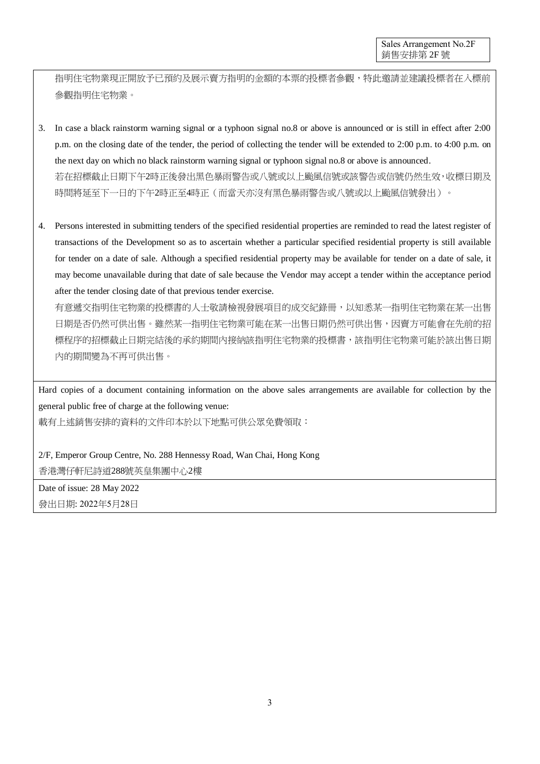Sales Arrangement No.2F
銷售安排第 2F 號

指明住宅物業現正開放予已預約及展示賣方指明的金額的本票的投標者參觀，特此邀請並建議投標者在入標前參觀指明住宅物業。

3. In case a black rainstorm warning signal or a typhoon signal no.8 or above is announced or is still in effect after 2:00 p.m. on the closing date of the tender, the period of collecting the tender will be extended to 2:00 p.m. to 4:00 p.m. on the next day on which no black rainstorm warning signal or typhoon signal no.8 or above is announced.
   若在招標截止日期下午2時正後發出黑色暴雨警告或八號或以上颱風信號或該警告或信號仍然生效，收標日期及時間將延至下一日的下午2時正至4時正（而當天亦沒有黑色暴雨警告或八號或以上颱風信號發出）。

4. Persons interested in submitting tenders of the specified residential properties are reminded to read the latest register of transactions of the Development so as to ascertain whether a particular specified residential property is still available for tender on a date of sale. Although a specified residential property may be available for tender on a date of sale, it may become unavailable during that date of sale because the Vendor may accept a tender within the acceptance period after the tender closing date of that previous tender exercise.
   有意遞交指明住宅物業的投標書的人士敬請檢視發展項目的成交紀錄冊，以知悉某一指明住宅物業在某一出售日期是否仍然可供出售。雖然某一指明住宅物業可能在某一出售日期仍然可供出售，因賣方可能會在先前的招標程序的招標截止日期完結後的承約期間內接納該指明住宅物業的投標書，該指明住宅物業可能於該出售日期內的期間變為不再可供出售。

Hard copies of a document containing information on the above sales arrangements are available for collection by the general public free of charge at the following venue:
載有上述銷售安排的資料的文件印本於以下地點可供公眾免費領取：

2/F, Emperor Group Centre, No. 288 Hennessy Road, Wan Chai, Hong Kong
香港灣仔軒尼詩道288號英皇集團中心2樓

Date of issue: 28 May 2022
發出日期: 2022年5月28日